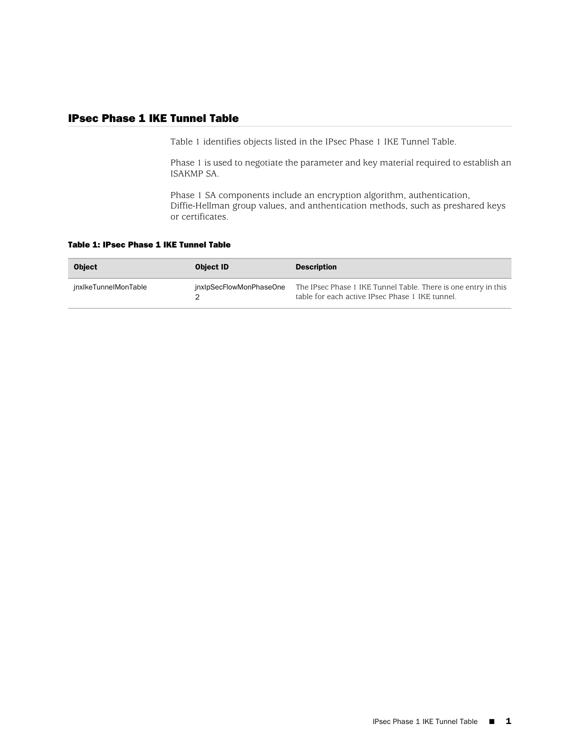## IPsec Phase 1 IKE Tunnel Table

Table 1 identifies objects listed in the IPsec Phase 1 IKE Tunnel Table.

Phase 1 is used to negotiate the parameter and key material required to establish an ISAKMP SA.

Phase 1 SA components include an encryption algorithm, authentication, Diffie-Hellman group values, and anthentication methods, such as preshared keys or certificates.

**Table 1: IPsec Phase 1 IKE Tunnel Table**

| Object | Object ID | Description |
| --- | --- | --- |
| jnxIkeTunnelMonTable | jnxIpSecFlowMonPhaseOne 2 | The IPsec Phase 1 IKE Tunnel Table. There is one entry in this table for each active IPsec Phase 1 IKE tunnel. |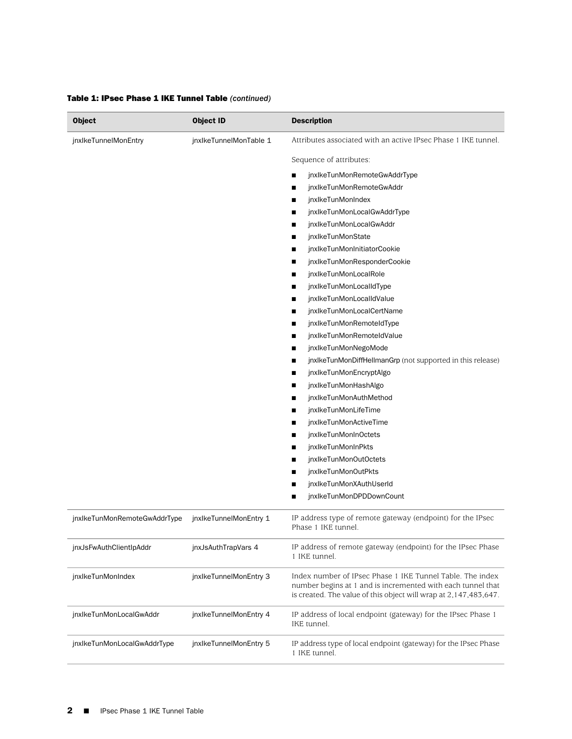**Table 1: IPsec Phase 1 IKE Tunnel Table** *(continued)*

| Object | Object ID | Description |
|---|---|---|
| jnxIkeTunnelMonEntry | jnxIkeTunnelMonTable 1 | Attributes associated with an active IPsec Phase 1 IKE tunnel.<br><br>Sequence of attributes:<br>■ jnxIkeTunMonRemoteGwAddrType<br>■ jnxIkeTunMonRemoteGwAddr<br>■ jnxIkeTunMonIndex<br>■ jnxIkeTunMonLocalGwAddrType<br>■ jnxIkeTunMonLocalGwAddr<br>■ jnxIkeTunMonState<br>■ jnxIkeTunMonInitiatorCookie<br>■ jnxIkeTunMonResponderCookie<br>■ jnxIkeTunMonLocalRole<br>■ jnxIkeTunMonLocalIdType<br>■ jnxIkeTunMonLocalIdValue<br>■ jnxIkeTunMonLocalCertName<br>■ jnxIkeTunMonRemoteIdType<br>■ jnxIkeTunMonRemoteIdValue<br>■ jnxIkeTunMonNegoMode<br>■ jnxIkeTunMonDiffHellmanGrp (not supported in this release)<br>■ jnxIkeTunMonEncryptAlgo<br>■ jnxIkeTunMonHashAlgo<br>■ jnxIkeTunMonAuthMethod<br>■ jnxIkeTunMonLifeTime<br>■ jnxIkeTunMonActiveTime<br>■ jnxIkeTunMonInOctets<br>■ jnxIkeTunMonInPkts<br>■ jnxIkeTunMonOutOctets<br>■ jnxIkeTunMonOutPkts<br>■ jnxIkeTunMonXAuthUserId<br>■ jnxIkeTunMonDPDDownCount |
| jnxIkeTunMonRemoteGwAddrType | jnxIkeTunnelMonEntry 1 | IP address type of remote gateway (endpoint) for the IPsec Phase 1 IKE tunnel. |
| jnxJsFwAuthClientIpAddr | jnxJsAuthTrapVars 4 | IP address of remote gateway (endpoint) for the IPsec Phase 1 IKE tunnel. |
| jnxIkeTunMonIndex | jnxIkeTunnelMonEntry 3 | Index number of IPsec Phase 1 IKE Tunnel Table. The index number begins at 1 and is incremented with each tunnel that is created. The value of this object will wrap at 2,147,483,647. |
| jnxIkeTunMonLocalGwAddr | jnxIkeTunnelMonEntry 4 | IP address of local endpoint (gateway) for the IPsec Phase 1 IKE tunnel. |
| jnxIkeTunMonLocalGwAddrType | jnxIkeTunnelMonEntry 5 | IP address type of local endpoint (gateway) for the IPsec Phase 1 IKE tunnel. |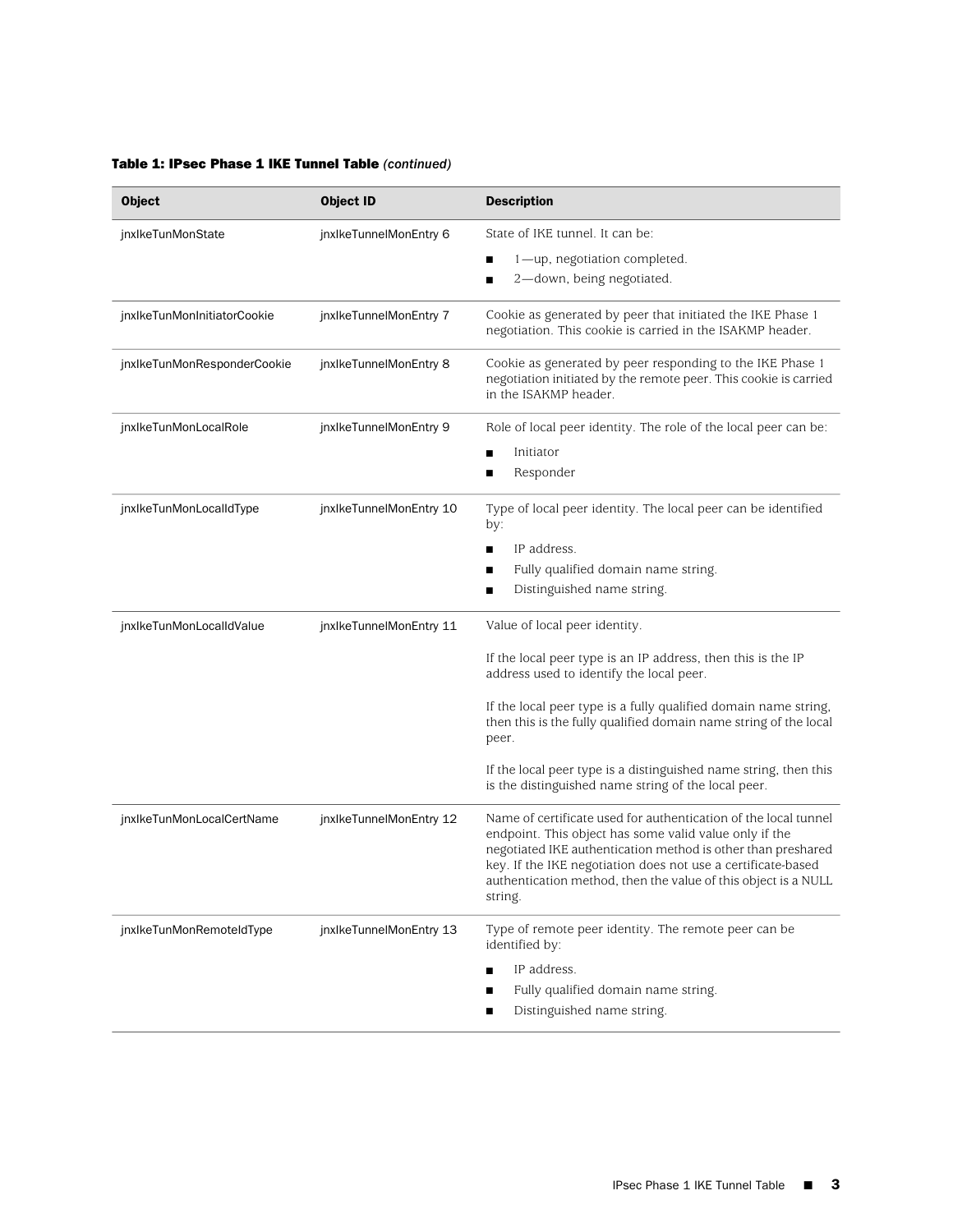**Table 1: IPsec Phase 1 IKE Tunnel Table** *(continued)*

| Object | Object ID | Description |
|---|---|---|
| jnxIkeTunMonState | jnxIkeTunnelMonEntry 6 | State of IKE tunnel. It can be:<br>■ 1—up, negotiation completed.<br>■ 2—down, being negotiated. |
| jnxIkeTunMonInitiatorCookie | jnxIkeTunnelMonEntry 7 | Cookie as generated by peer that initiated the IKE Phase 1 negotiation. This cookie is carried in the ISAKMP header. |
| jnxIkeTunMonResponderCookie | jnxIkeTunnelMonEntry 8 | Cookie as generated by peer responding to the IKE Phase 1 negotiation initiated by the remote peer. This cookie is carried in the ISAKMP header. |
| jnxIkeTunMonLocalRole | jnxIkeTunnelMonEntry 9 | Role of local peer identity. The role of the local peer can be:<br>■ Initiator<br>■ Responder |
| jnxIkeTunMonLocalIdType | jnxIkeTunnelMonEntry 10 | Type of local peer identity. The local peer can be identified by:<br>■ IP address.<br>■ Fully qualified domain name string.<br>■ Distinguished name string. |
| jnxIkeTunMonLocalIdValue | jnxIkeTunnelMonEntry 11 | Value of local peer identity.<br><br>If the local peer type is an IP address, then this is the IP address used to identify the local peer.<br><br>If the local peer type is a fully qualified domain name string, then this is the fully qualified domain name string of the local peer.<br><br>If the local peer type is a distinguished name string, then this is the distinguished name string of the local peer. |
| jnxIkeTunMonLocalCertName | jnxIkeTunnelMonEntry 12 | Name of certificate used for authentication of the local tunnel endpoint. This object has some valid value only if the negotiated IKE authentication method is other than preshared key. If the IKE negotiation does not use a certificate-based authentication method, then the value of this object is a NULL string. |
| jnxIkeTunMonRemoteIdType | jnxIkeTunnelMonEntry 13 | Type of remote peer identity. The remote peer can be identified by:<br>■ IP address.<br>■ Fully qualified domain name string.<br>■ Distinguished name string. |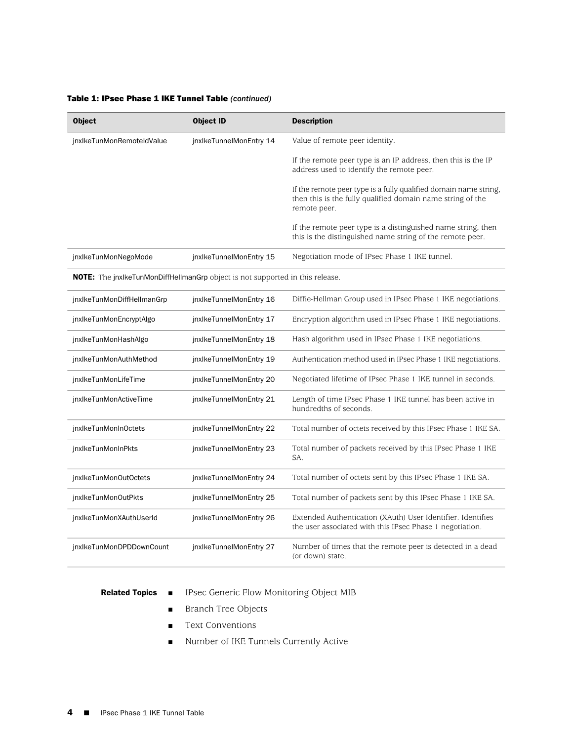**Table 1: IPsec Phase 1 IKE Tunnel Table** *(continued)*

| Object | Object ID | Description |
|---|---|---|
| jnxIkeTunMonRemoteIdValue | jnxIkeTunnelMonEntry 14 | Value of remote peer identity.<br><br>If the remote peer type is an IP address, then this is the IP address used to identify the remote peer.<br><br>If the remote peer type is a fully qualified domain name string, then this is the fully qualified domain name string of the remote peer.<br><br>If the remote peer type is a distinguished name string, then this is the distinguished name string of the remote peer. |
| jnxIkeTunMonNegoMode | jnxIkeTunnelMonEntry 15 | Negotiation mode of IPsec Phase 1 IKE tunnel. |
| **NOTE:** The jnxIkeTunMonDiffHellmanGrp object is not supported in this release. | | |
| jnxIkeTunMonDiffHellmanGrp | jnxIkeTunnelMonEntry 16 | Diffie-Hellman Group used in IPsec Phase 1 IKE negotiations. |
| jnxIkeTunMonEncryptAlgo | jnxIkeTunnelMonEntry 17 | Encryption algorithm used in IPsec Phase 1 IKE negotiations. |
| jnxIkeTunMonHashAlgo | jnxIkeTunnelMonEntry 18 | Hash algorithm used in IPsec Phase 1 IKE negotiations. |
| jnxIkeTunMonAuthMethod | jnxIkeTunnelMonEntry 19 | Authentication method used in IPsec Phase 1 IKE negotiations. |
| jnxIkeTunMonLifeTime | jnxIkeTunnelMonEntry 20 | Negotiated lifetime of IPsec Phase 1 IKE tunnel in seconds. |
| jnxIkeTunMonActiveTime | jnxIkeTunnelMonEntry 21 | Length of time IPsec Phase 1 IKE tunnel has been active in hundredths of seconds. |
| jnxIkeTunMonInOctets | jnxIkeTunnelMonEntry 22 | Total number of octets received by this IPsec Phase 1 IKE SA. |
| jnxIkeTunMonInPkts | jnxIkeTunnelMonEntry 23 | Total number of packets received by this IPsec Phase 1 IKE SA. |
| jnxIkeTunMonOutOctets | jnxIkeTunnelMonEntry 24 | Total number of octets sent by this IPsec Phase 1 IKE SA. |
| jnxIkeTunMonOutPkts | jnxIkeTunnelMonEntry 25 | Total number of packets sent by this IPsec Phase 1 IKE SA. |
| jnxIkeTunMonXAuthUserId | jnxIkeTunnelMonEntry 26 | Extended Authentication (XAuth) User Identifier. Identifies the user associated with this IPsec Phase 1 negotiation. |
| jnxIkeTunMonDPDDownCount | jnxIkeTunnelMonEntry 27 | Number of times that the remote peer is detected in a dead (or down) state. |

**Related Topics**

- IPsec Generic Flow Monitoring Object MIB
- Branch Tree Objects
- Text Conventions
- Number of IKE Tunnels Currently Active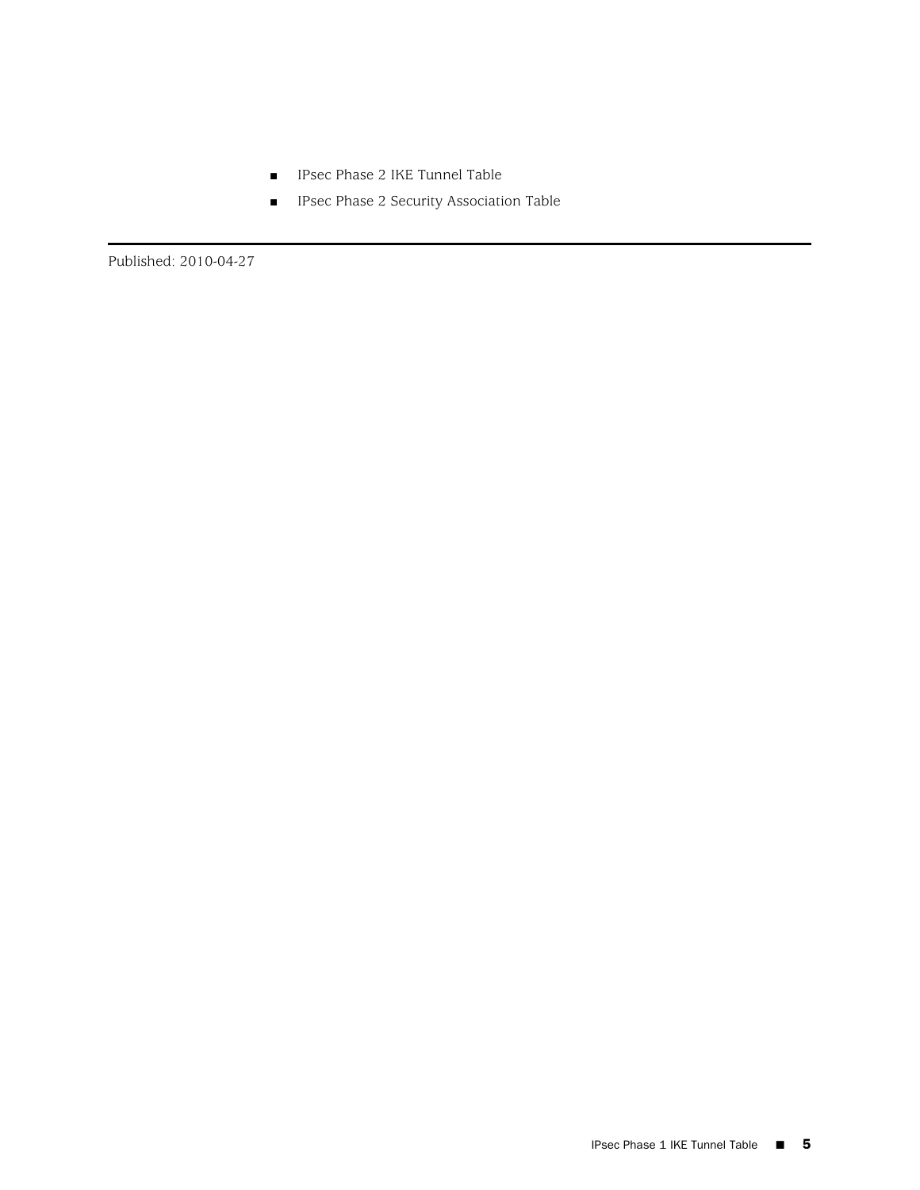- IPsec Phase 2 IKE Tunnel Table
- IPsec Phase 2 Security Association Table

---

Published: 2010-04-27